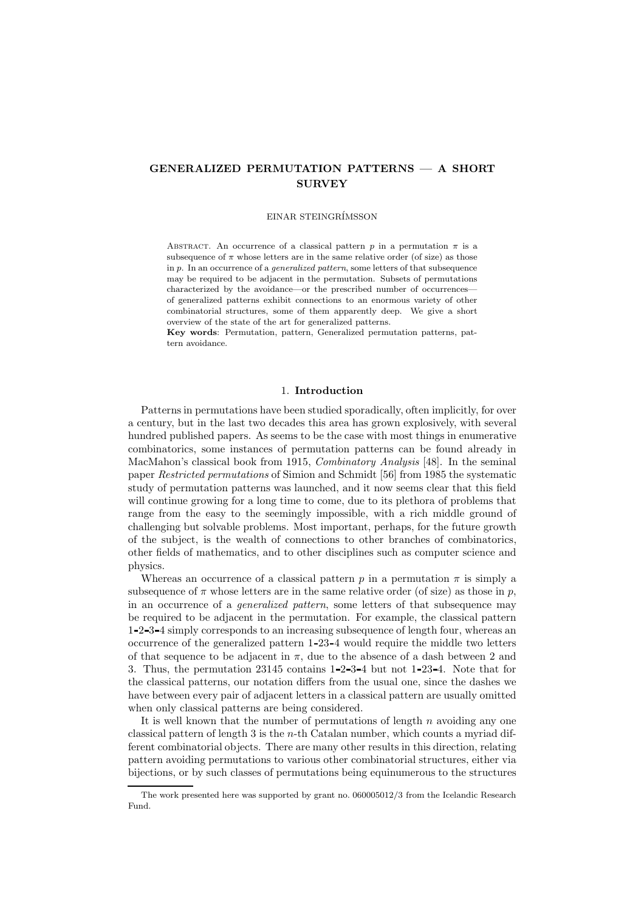# GENERALIZED PERMUTATION PATTERNS — A SHORT SURVEY

EINAR STEINGRÍMSSON

Abstract. An occurrence of a classical pattern $p$ in a permutation $\pi$ is a subsequence of $\pi$ whose letters are in the same relative order (of size) as those in $p$. In an occurrence of a *generalized pattern*, some letters of that subsequence may be required to be adjacent in the permutation. Subsets of permutations characterized by the avoidance—or the prescribed number of occurrences—of generalized patterns exhibit connections to an enormous variety of other combinatorial structures, some of them apparently deep. We give a short overview of the state of the art for generalized patterns.

**Key words**: Permutation, pattern, Generalized permutation patterns, pattern avoidance.

## 1. Introduction

Patterns in permutations have been studied sporadically, often implicitly, for over a century, but in the last two decades this area has grown explosively, with several hundred published papers. As seems to be the case with most things in enumerative combinatorics, some instances of permutation patterns can be found already in MacMahon's classical book from 1915, *Combinatory Analysis* [48]. In the seminal paper *Restricted permutations* of Simion and Schmidt [56] from 1985 the systematic study of permutation patterns was launched, and it now seems clear that this field will continue growing for a long time to come, due to its plethora of problems that range from the easy to the seemingly impossible, with a rich middle ground of challenging but solvable problems. Most important, perhaps, for the future growth of the subject, is the wealth of connections to other branches of combinatorics, other fields of mathematics, and to other disciplines such as computer science and physics.

Whereas an occurrence of a classical pattern $p$ in a permutation $\pi$ is simply a subsequence of $\pi$ whose letters are in the same relative order (of size) as those in $p$, in an occurrence of a *generalized pattern*, some letters of that subsequence may be required to be adjacent in the permutation. For example, the classical pattern 1-2-3-4 simply corresponds to an increasing subsequence of length four, whereas an occurrence of the generalized pattern 1-23-4 would require the middle two letters of that sequence to be adjacent in $\pi$, due to the absence of a dash between 2 and 3. Thus, the permutation 23145 contains 1-2-3-4 but not 1-23-4. Note that for the classical patterns, our notation differs from the usual one, since the dashes we have between every pair of adjacent letters in a classical pattern are usually omitted when only classical patterns are being considered.

It is well known that the number of permutations of length $n$ avoiding any one classical pattern of length 3 is the $n$-th Catalan number, which counts a myriad different combinatorial objects. There are many other results in this direction, relating pattern avoiding permutations to various other combinatorial structures, either via bijections, or by such classes of permutations being equinumerous to the structures

The work presented here was supported by grant no. 060005012/3 from the Icelandic Research Fund.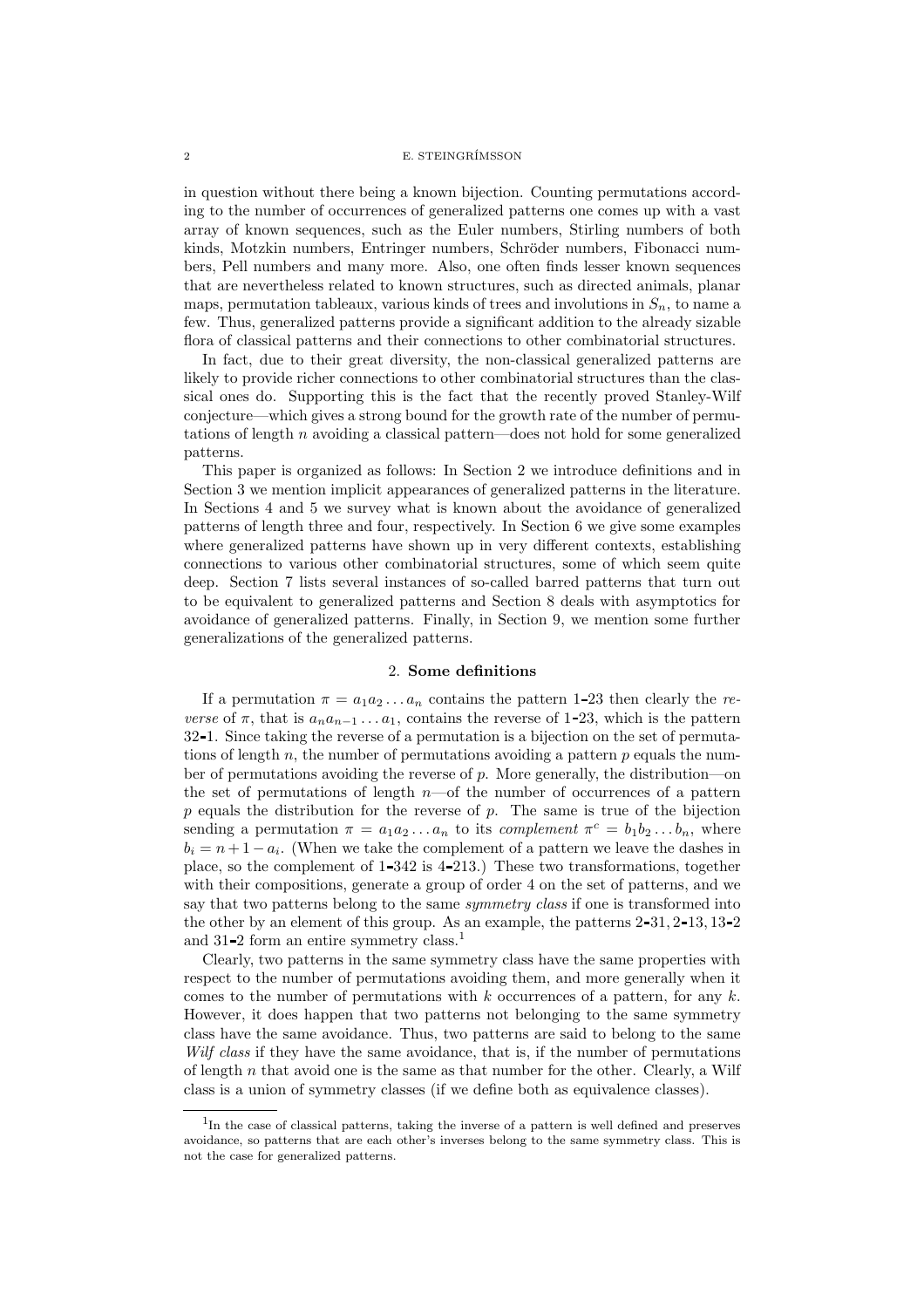in question without there being a known bijection. Counting permutations according to the number of occurrences of generalized patterns one comes up with a vast array of known sequences, such as the Euler numbers, Stirling numbers of both kinds, Motzkin numbers, Entringer numbers, Schröder numbers, Fibonacci numbers, Pell numbers and many more. Also, one often finds lesser known sequences that are nevertheless related to known structures, such as directed animals, planar maps, permutation tableaux, various kinds of trees and involutions in $S_n$, to name a few. Thus, generalized patterns provide a significant addition to the already sizable flora of classical patterns and their connections to other combinatorial structures.

In fact, due to their great diversity, the non-classical generalized patterns are likely to provide richer connections to other combinatorial structures than the classical ones do. Supporting this is the fact that the recently proved Stanley-Wilf conjecture—which gives a strong bound for the growth rate of the number of permutations of length $n$ avoiding a classical pattern—does not hold for some generalized patterns.

This paper is organized as follows: In Section 2 we introduce definitions and in Section 3 we mention implicit appearances of generalized patterns in the literature. In Sections 4 and 5 we survey what is known about the avoidance of generalized patterns of length three and four, respectively. In Section 6 we give some examples where generalized patterns have shown up in very different contexts, establishing connections to various other combinatorial structures, some of which seem quite deep. Section 7 lists several instances of so-called barred patterns that turn out to be equivalent to generalized patterns and Section 8 deals with asymptotics for avoidance of generalized patterns. Finally, in Section 9, we mention some further generalizations of the generalized patterns.

## 2. Some definitions

If a permutation $\pi = a_1a_2\dots a_n$ contains the pattern 1-23 then clearly the *reverse* of $\pi$, that is $a_na_{n-1}\dots a_1$, contains the reverse of 1-23, which is the pattern 32-1. Since taking the reverse of a permutation is a bijection on the set of permutations of length $n$, the number of permutations avoiding a pattern $p$ equals the number of permutations avoiding the reverse of $p$. More generally, the distribution—on the set of permutations of length $n$—of the number of occurrences of a pattern $p$ equals the distribution for the reverse of $p$. The same is true of the bijection sending a permutation $\pi = a_1a_2\dots a_n$ to its *complement* $\pi^c = b_1b_2\dots b_n$, where $b_i = n+1-a_i$. (When we take the complement of a pattern we leave the dashes in place, so the complement of 1-342 is 4-213.) These two transformations, together with their compositions, generate a group of order 4 on the set of patterns, and we say that two patterns belong to the same *symmetry class* if one is transformed into the other by an element of this group. As an example, the patterns 2-31, 2-13, 13-2 and 31-2 form an entire symmetry class.[1]

Clearly, two patterns in the same symmetry class have the same properties with respect to the number of permutations avoiding them, and more generally when it comes to the number of permutations with $k$ occurrences of a pattern, for any $k$. However, it does happen that two patterns not belonging to the same symmetry class have the same avoidance. Thus, two patterns are said to belong to the same *Wilf class* if they have the same avoidance, that is, if the number of permutations of length $n$ that avoid one is the same as that number for the other. Clearly, a Wilf class is a union of symmetry classes (if we define both as equivalence classes).

[1] In the case of classical patterns, taking the inverse of a pattern is well defined and preserves avoidance, so patterns that are each other's inverses belong to the same symmetry class. This is not the case for generalized patterns.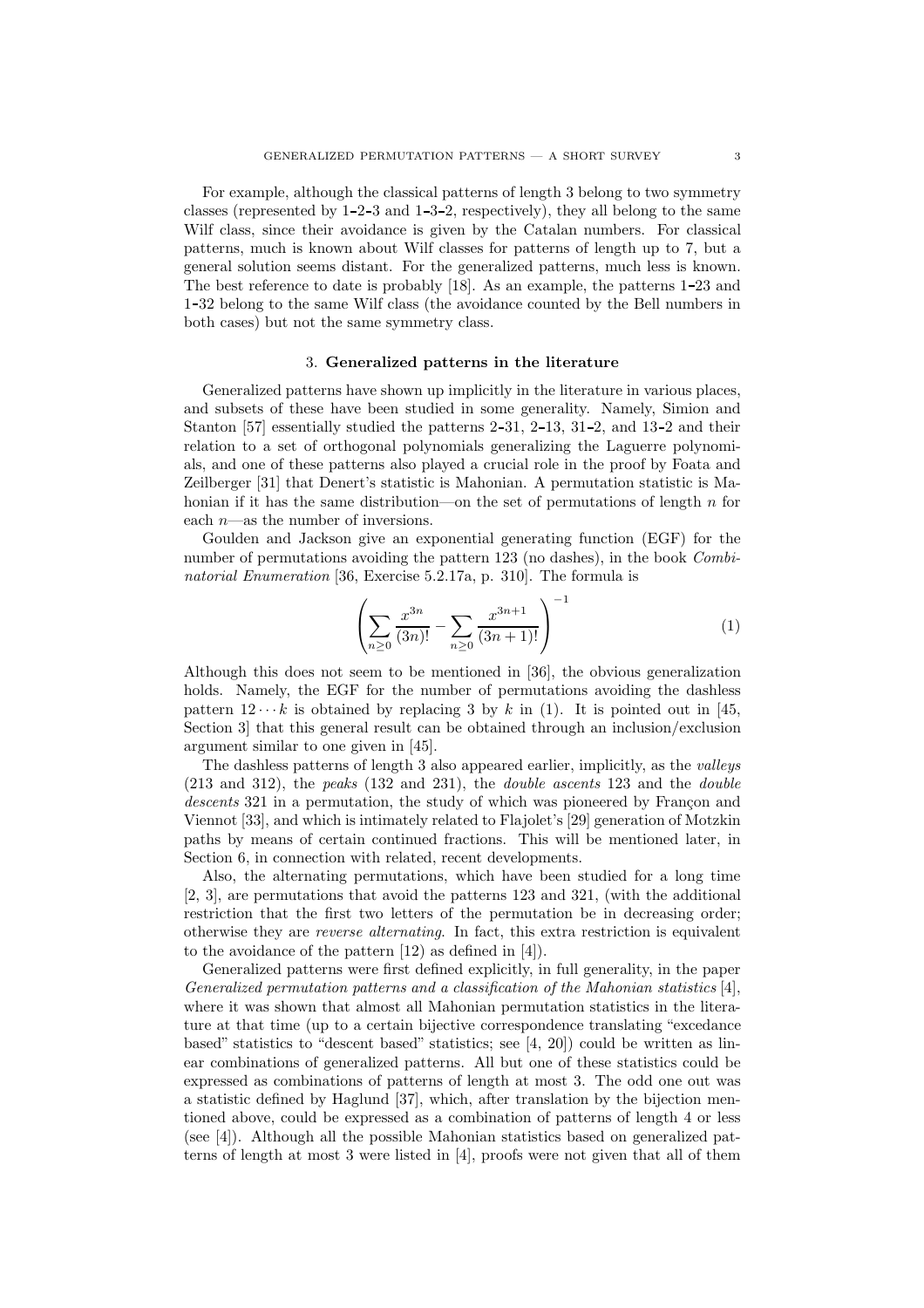For example, although the classical patterns of length 3 belong to two symmetry classes (represented by 1-2-3 and 1-3-2, respectively), they all belong to the same Wilf class, since their avoidance is given by the Catalan numbers. For classical patterns, much is known about Wilf classes for patterns of length up to 7, but a general solution seems distant. For the generalized patterns, much less is known. The best reference to date is probably [18]. As an example, the patterns 1-23 and 1-32 belong to the same Wilf class (the avoidance counted by the Bell numbers in both cases) but not the same symmetry class.

## 3. Generalized patterns in the literature

Generalized patterns have shown up implicitly in the literature in various places, and subsets of these have been studied in some generality. Namely, Simion and Stanton [57] essentially studied the patterns 2-31, 2-13, 31-2, and 13-2 and their relation to a set of orthogonal polynomials generalizing the Laguerre polynomials, and one of these patterns also played a crucial role in the proof by Foata and Zeilberger [31] that Denert's statistic is Mahonian. A permutation statistic is Mahonian if it has the same distribution—on the set of permutations of length $n$ for each $n$—as the number of inversions.

Goulden and Jackson give an exponential generating function (EGF) for the number of permutations avoiding the pattern 123 (no dashes), in the book *Combinatorial Enumeration* [36, Exercise 5.2.17a, p. 310]. The formula is

$$\left( \sum_{n\geq 0} \frac{x^{3n}}{(3n)!} - \sum_{n\geq 0} \frac{x^{3n+1}}{(3n+1)!} \right)^{-1} \tag{1}$$

Although this does not seem to be mentioned in [36], the obvious generalization holds. Namely, the EGF for the number of permutations avoiding the dashless pattern $12\cdots k$ is obtained by replacing 3 by $k$ in (1). It is pointed out in [45, Section 3] that this general result can be obtained through an inclusion/exclusion argument similar to one given in [45].

The dashless patterns of length 3 also appeared earlier, implicitly, as the *valleys* (213 and 312), the *peaks* (132 and 231), the *double ascents* 123 and the *double descents* 321 in a permutation, the study of which was pioneered by Françon and Viennot [33], and which is intimately related to Flajolet's [29] generation of Motzkin paths by means of certain continued fractions. This will be mentioned later, in Section 6, in connection with related, recent developments.

Also, the alternating permutations, which have been studied for a long time [2, 3], are permutations that avoid the patterns 123 and 321, (with the additional restriction that the first two letters of the permutation be in decreasing order; otherwise they are *reverse alternating*. In fact, this extra restriction is equivalent to the avoidance of the pattern [12) as defined in [4]).

Generalized patterns were first defined explicitly, in full generality, in the paper *Generalized permutation patterns and a classification of the Mahonian statistics* [4], where it was shown that almost all Mahonian permutation statistics in the literature at that time (up to a certain bijective correspondence translating "excedance based" statistics to "descent based" statistics; see [4, 20]) could be written as linear combinations of generalized patterns. All but one of these statistics could be expressed as combinations of patterns of length at most 3. The odd one out was a statistic defined by Haglund [37], which, after translation by the bijection mentioned above, could be expressed as a combination of patterns of length 4 or less (see [4]). Although all the possible Mahonian statistics based on generalized patterns of length at most 3 were listed in [4], proofs were not given that all of them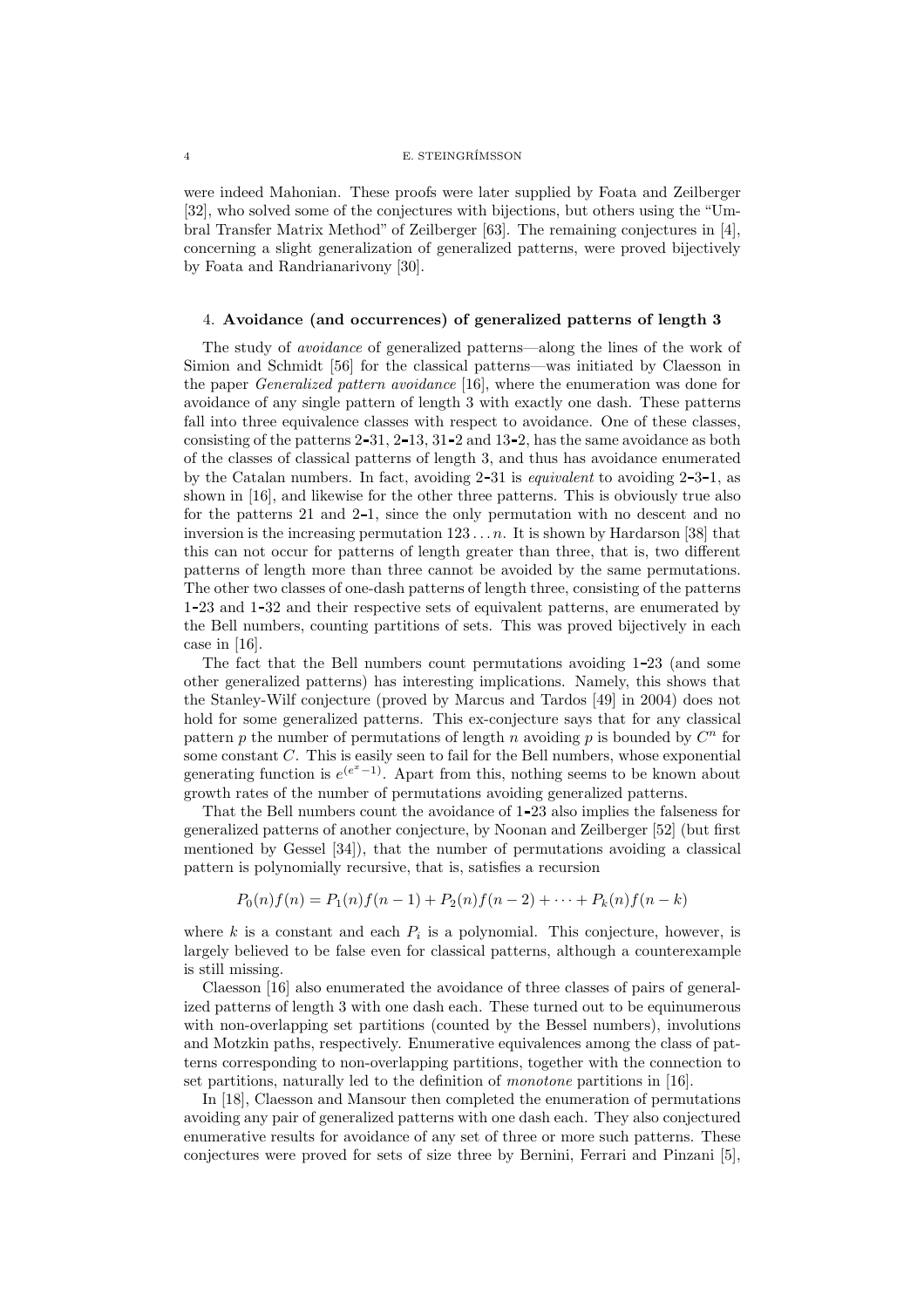were indeed Mahonian. These proofs were later supplied by Foata and Zeilberger [32], who solved some of the conjectures with bijections, but others using the "Umbral Transfer Matrix Method" of Zeilberger [63]. The remaining conjectures in [4], concerning a slight generalization of generalized patterns, were proved bijectively by Foata and Randrianarivony [30].

## 4. Avoidance (and occurrences) of generalized patterns of length 3

The study of *avoidance* of generalized patterns—along the lines of the work of Simion and Schmidt [56] for the classical patterns—was initiated by Claesson in the paper *Generalized pattern avoidance* [16], where the enumeration was done for avoidance of any single pattern of length 3 with exactly one dash. These patterns fall into three equivalence classes with respect to avoidance. One of these classes, consisting of the patterns 2-31, 2-13, 31-2 and 13-2, has the same avoidance as both of the classes of classical patterns of length 3, and thus has avoidance enumerated by the Catalan numbers. In fact, avoiding 2-31 is *equivalent* to avoiding 2-3-1, as shown in [16], and likewise for the other three patterns. This is obviously true also for the patterns 21 and 2-1, since the only permutation with no descent and no inversion is the increasing permutation $123\dots n$. It is shown by Hardarson [38] that this can not occur for patterns of length greater than three, that is, two different patterns of length more than three cannot be avoided by the same permutations. The other two classes of one-dash patterns of length three, consisting of the patterns 1-23 and 1-32 and their respective sets of equivalent patterns, are enumerated by the Bell numbers, counting partitions of sets. This was proved bijectively in each case in [16].

The fact that the Bell numbers count permutations avoiding 1-23 (and some other generalized patterns) has interesting implications. Namely, this shows that the Stanley-Wilf conjecture (proved by Marcus and Tardos [49] in 2004) does not hold for some generalized patterns. This ex-conjecture says that for any classical pattern $p$ the number of permutations of length $n$ avoiding $p$ is bounded by $C^n$ for some constant $C$. This is easily seen to fail for the Bell numbers, whose exponential generating function is $e^{(e^x-1)}$. Apart from this, nothing seems to be known about growth rates of the number of permutations avoiding generalized patterns.

That the Bell numbers count the avoidance of 1-23 also implies the falseness for generalized patterns of another conjecture, by Noonan and Zeilberger [52] (but first mentioned by Gessel [34]), that the number of permutations avoiding a classical pattern is polynomially recursive, that is, satisfies a recursion

$$P_0(n)f(n) = P_1(n)f(n-1) + P_2(n)f(n-2) + \cdots + P_k(n)f(n-k)$$

where $k$ is a constant and each $P_i$ is a polynomial. This conjecture, however, is largely believed to be false even for classical patterns, although a counterexample is still missing.

Claesson [16] also enumerated the avoidance of three classes of pairs of generalized patterns of length 3 with one dash each. These turned out to be equinumerous with non-overlapping set partitions (counted by the Bessel numbers), involutions and Motzkin paths, respectively. Enumerative equivalences among the class of patterns corresponding to non-overlapping partitions, together with the connection to set partitions, naturally led to the definition of *monotone* partitions in [16].

In [18], Claesson and Mansour then completed the enumeration of permutations avoiding any pair of generalized patterns with one dash each. They also conjectured enumerative results for avoidance of any set of three or more such patterns. These conjectures were proved for sets of size three by Bernini, Ferrari and Pinzani [5],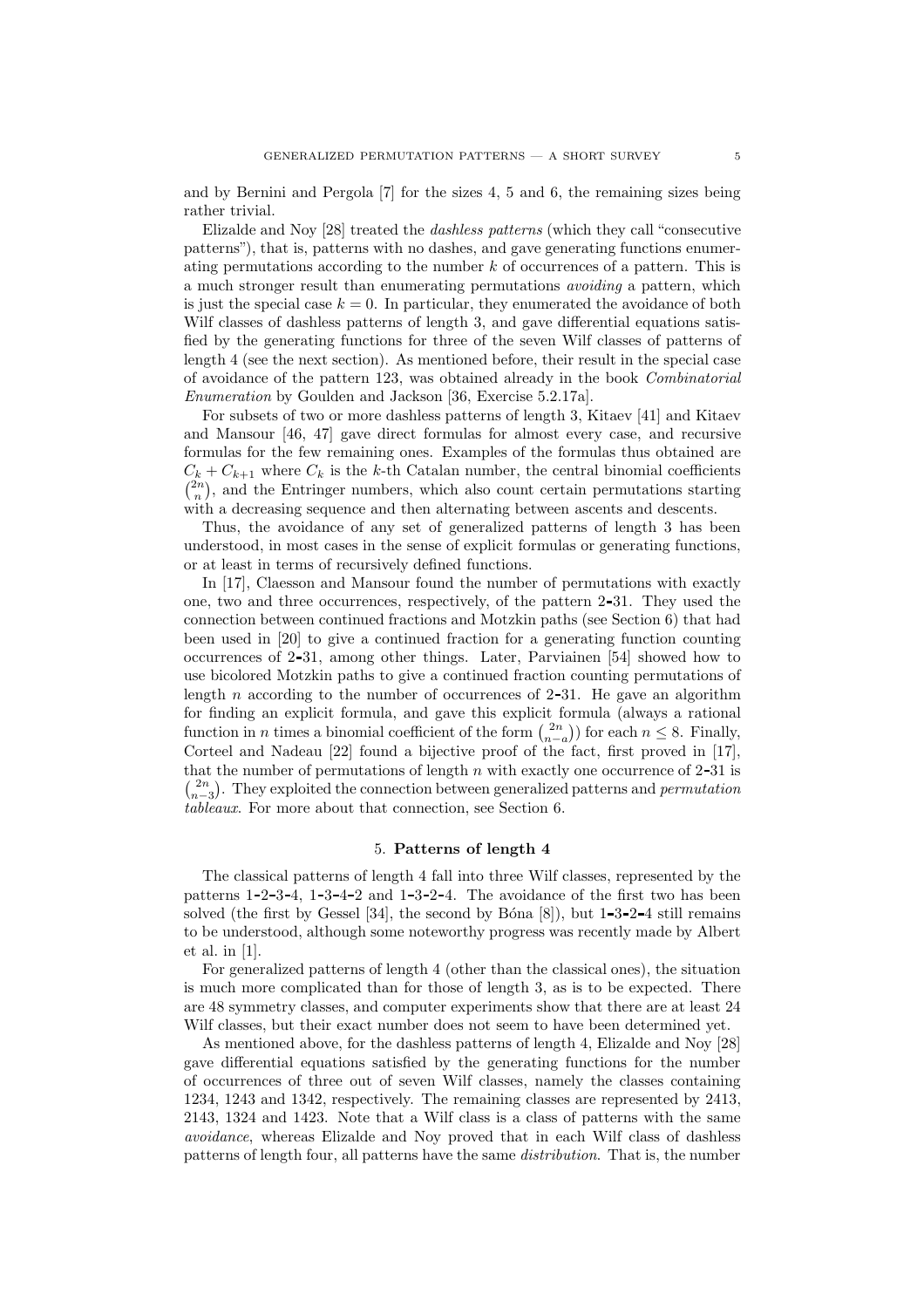and by Bernini and Pergola [7] for the sizes 4, 5 and 6, the remaining sizes being rather trivial.

Elizalde and Noy [28] treated the *dashless patterns* (which they call "consecutive patterns"), that is, patterns with no dashes, and gave generating functions enumerating permutations according to the number $k$ of occurrences of a pattern. This is a much stronger result than enumerating permutations *avoiding* a pattern, which is just the special case $k = 0$. In particular, they enumerated the avoidance of both Wilf classes of dashless patterns of length 3, and gave differential equations satisfied by the generating functions for three of the seven Wilf classes of patterns of length 4 (see the next section). As mentioned before, their result in the special case of avoidance of the pattern 123, was obtained already in the book *Combinatorial Enumeration* by Goulden and Jackson [36, Exercise 5.2.17a].

For subsets of two or more dashless patterns of length 3, Kitaev [41] and Kitaev and Mansour [46, 47] gave direct formulas for almost every case, and recursive formulas for the few remaining ones. Examples of the formulas thus obtained are $C_k + C_{k+1}$ where $C_k$ is the $k$-th Catalan number, the central binomial coefficients $\binom{2n}{n}$, and the Entringer numbers, which also count certain permutations starting with a decreasing sequence and then alternating between ascents and descents.

Thus, the avoidance of any set of generalized patterns of length 3 has been understood, in most cases in the sense of explicit formulas or generating functions, or at least in terms of recursively defined functions.

In [17], Claesson and Mansour found the number of permutations with exactly one, two and three occurrences, respectively, of the pattern 2-31. They used the connection between continued fractions and Motzkin paths (see Section 6) that had been used in [20] to give a continued fraction for a generating function counting occurrences of 2-31, among other things. Later, Parviainen [54] showed how to use bicolored Motzkin paths to give a continued fraction counting permutations of length $n$ according to the number of occurrences of 2-31. He gave an algorithm for finding an explicit formula, and gave this explicit formula (always a rational function in $n$ times a binomial coefficient of the form $\binom{2n}{n-a}$) for each $n \leq 8$. Finally, Corteel and Nadeau [22] found a bijective proof of the fact, first proved in [17], that the number of permutations of length $n$ with exactly one occurrence of 2-31 is $\binom{2n}{n-3}$. They exploited the connection between generalized patterns and *permutation tableaux*. For more about that connection, see Section 6.

## 5. Patterns of length 4

The classical patterns of length 4 fall into three Wilf classes, represented by the patterns 1-2-3-4, 1-3-4-2 and 1-3-2-4. The avoidance of the first two has been solved (the first by Gessel [34], the second by Bóna [8]), but 1-3-2-4 still remains to be understood, although some noteworthy progress was recently made by Albert et al. in [1].

For generalized patterns of length 4 (other than the classical ones), the situation is much more complicated than for those of length 3, as is to be expected. There are 48 symmetry classes, and computer experiments show that there are at least 24 Wilf classes, but their exact number does not seem to have been determined yet.

As mentioned above, for the dashless patterns of length 4, Elizalde and Noy [28] gave differential equations satisfied by the generating functions for the number of occurrences of three out of seven Wilf classes, namely the classes containing 1234, 1243 and 1342, respectively. The remaining classes are represented by 2413, 2143, 1324 and 1423. Note that a Wilf class is a class of patterns with the same *avoidance*, whereas Elizalde and Noy proved that in each Wilf class of dashless patterns of length four, all patterns have the same *distribution*. That is, the number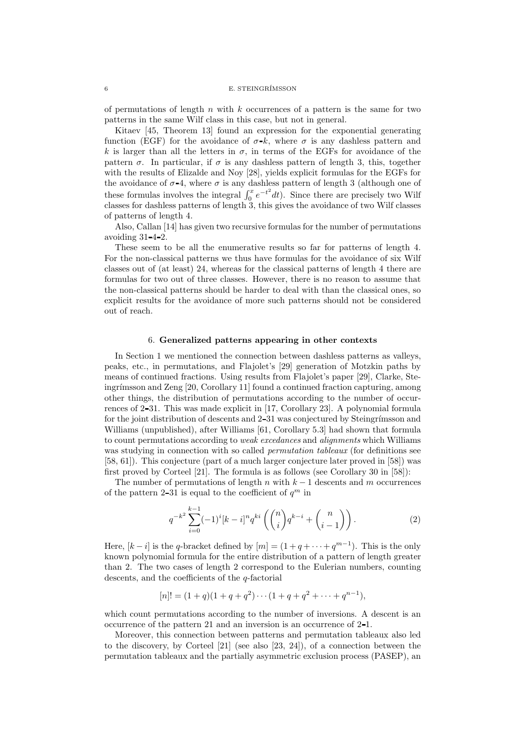of permutations of length $n$ with $k$ occurrences of a pattern is the same for two patterns in the same Wilf class in this case, but not in general.

Kitaev [45, Theorem 13] found an expression for the exponential generating function (EGF) for the avoidance of $\sigma$-$k$, where $\sigma$ is any dashless pattern and $k$ is larger than all the letters in $\sigma$, in terms of the EGFs for avoidance of the pattern $\sigma$. In particular, if $\sigma$ is any dashless pattern of length 3, this, together with the results of Elizalde and Noy [28], yields explicit formulas for the EGFs for the avoidance of $\sigma$-4, where $\sigma$ is any dashless pattern of length 3 (although one of these formulas involves the integral $\int_0^x e^{-t^2}dt$). Since there are precisely two Wilf classes for dashless patterns of length 3, this gives the avoidance of two Wilf classes of patterns of length 4.

Also, Callan [14] has given two recursive formulas for the number of permutations avoiding 31-4-2.

These seem to be all the enumerative results so far for patterns of length 4. For the non-classical patterns we thus have formulas for the avoidance of six Wilf classes out of (at least) 24, whereas for the classical patterns of length 4 there are formulas for two out of three classes. However, there is no reason to assume that the non-classical patterns should be harder to deal with than the classical ones, so explicit results for the avoidance of more such patterns should not be considered out of reach.

## 6. Generalized patterns appearing in other contexts

In Section 1 we mentioned the connection between dashless patterns as valleys, peaks, etc., in permutations, and Flajolet's [29] generation of Motzkin paths by means of continued fractions. Using results from Flajolet's paper [29], Clarke, Steingrímsson and Zeng [20, Corollary 11] found a continued fraction capturing, among other things, the distribution of permutations according to the number of occurrences of 2-31. This was made explicit in [17, Corollary 23]. A polynomial formula for the joint distribution of descents and 2-31 was conjectured by Steingrímsson and Williams (unpublished), after Williams [61, Corollary 5.3] had shown that formula to count permutations according to *weak excedances* and *alignments* which Williams was studying in connection with so called *permutation tableaux* (for definitions see [58, 61]). This conjecture (part of a much larger conjecture later proved in [58]) was first proved by Corteel [21]. The formula is as follows (see Corollary 30 in [58]):

The number of permutations of length $n$ with $k-1$ descents and $m$ occurrences of the pattern 2-31 is equal to the coefficient of $q^m$ in

$$q^{-k^2}\sum_{i=0}^{k-1}(-1)^i[k-i]^n q^{ki}\left(\binom{n}{i}q^{k-i}+\binom{n}{i-1}\right). \tag{2}$$

Here, $[k-i]$ is the $q$-bracket defined by $[m]=(1+q+\cdots+q^{m-1})$. This is the only known polynomial formula for the entire distribution of a pattern of length greater than 2. The two cases of length 2 correspond to the Eulerian numbers, counting descents, and the coefficients of the $q$-factorial

$$[n]! = (1+q)(1+q+q^2)\cdots(1+q+q^2+\cdots+q^{n-1}),$$

which count permutations according to the number of inversions. A descent is an occurrence of the pattern 21 and an inversion is an occurrence of 2-1.

Moreover, this connection between patterns and permutation tableaux also led to the discovery, by Corteel [21] (see also [23, 24]), of a connection between the permutation tableaux and the partially asymmetric exclusion process (PASEP), an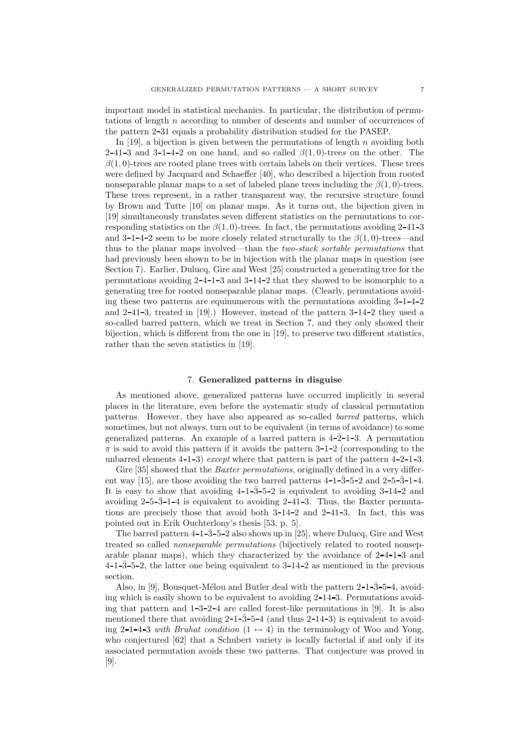important model in statistical mechanics. In particular, the distribution of permutations of length $n$ according to number of descents and number of occurrences of the pattern 2-31 equals a probability distribution studied for the PASEP.

In [19], a bijection is given between the permutations of length $n$ avoiding both 2-41-3 and 3-1-4-2 on one hand, and so called $\beta(1,0)$-trees on the other. The $\beta(1,0)$-trees are rooted plane trees with certain labels on their vertices. These trees were defined by Jacquard and Schaeffer [40], who described a bijection from rooted nonseparable planar maps to a set of labeled plane trees including the $\beta(1,0)$-trees. These trees represent, in a rather transparent way, the recursive structure found by Brown and Tutte [10] on planar maps. As it turns out, the bijection given in [19] simultaneously translates seven different statistics on the permutations to corresponding statistics on the $\beta(1,0)$-trees. In fact, the permutations avoiding 2-41-3 and 3-1-4-2 seem to be more closely related structurally to the $\beta(1,0)$-trees—and thus to the planar maps involved—than the *two-stack sortable permutations* that had previously been shown to be in bijection with the planar maps in question (see Section 7). Earlier, Dulucq, Gire and West [25] constructed a generating tree for the permutations avoiding 2-4-1-3 and 3-14-2 that they showed to be isomorphic to a generating tree for rooted nonseparable planar maps. (Clearly, permutations avoiding these two patterns are equinumerous with the permutations avoiding 3-1-4-2 and 2-41-3, treated in [19].) However, instead of the pattern 3-14-2 they used a so-called barred pattern, which we treat in Section 7, and they only showed their bijection, which is different from the one in [19], to preserve two different statistics, rather than the seven statistics in [19].

## 7. Generalized patterns in disguise

As mentioned above, generalized patterns have occurred implicitly in several places in the literature, even before the systematic study of classical permutation patterns. However, they have also appeared as so-called *barred* patterns, which sometimes, but not always, turn out to be equivalent (in terms of avoidance) to some generalized patterns. An example of a barred pattern is 4-$\bar{2}$-1-3. A permutation $\pi$ is said to avoid this pattern if it avoids the pattern 3-1-2 (corresponding to the unbarred elements 4-1-3) *except* where that pattern is part of the pattern 4-2-1-3.

Gire [35] showed that the *Baxter permutations*, originally defined in a very different way [15], are those avoiding the two barred patterns 4-1-$\bar{3}$-5-2 and 2-5-$\bar{3}$-1-4. It is easy to show that avoiding 4-1-$\bar{3}$-5-2 is equivalent to avoiding 3-14-2 and avoiding 2-5-$\bar{3}$-1-4 is equivalent to avoiding 2-41-3. Thus, the Baxter permutations are precisely those that avoid both 3-14-2 and 2-41-3. In fact, this was pointed out in Erik Ouchterlony's thesis [53, p. 5].

The barred pattern 4-1-$\bar{3}$-5-2 also shows up in [25], where Dulucq, Gire and West treated so called *nonseparable permutations* (bijectively related to rooted nonseparable planar maps), which they characterized by the avoidance of 2-4-1-3 and 4-1-$\bar{3}$-5-2, the latter one being equivalent to 3-14-2 as mentioned in the previous section.

Also, in [9], Bousquet-Mélou and Butler deal with the pattern 2-1-$\bar{3}$-5-4, avoiding which is easily shown to be equivalent to avoiding 2-14-3. Permutations avoiding that pattern and 1-3-2-4 are called forest-like permutations in [9]. It is also mentioned there that avoiding 2-1-$\bar{3}$-5-4 (and thus 2-14-3) is equivalent to avoiding 2-1-4-3 *with Bruhat condition* $(1 \leftrightarrow 4)$ in the terminology of Woo and Yong, who conjectured [62] that a Schubert variety is locally factorial if and only if its associated permutation avoids these two patterns. That conjecture was proved in [9].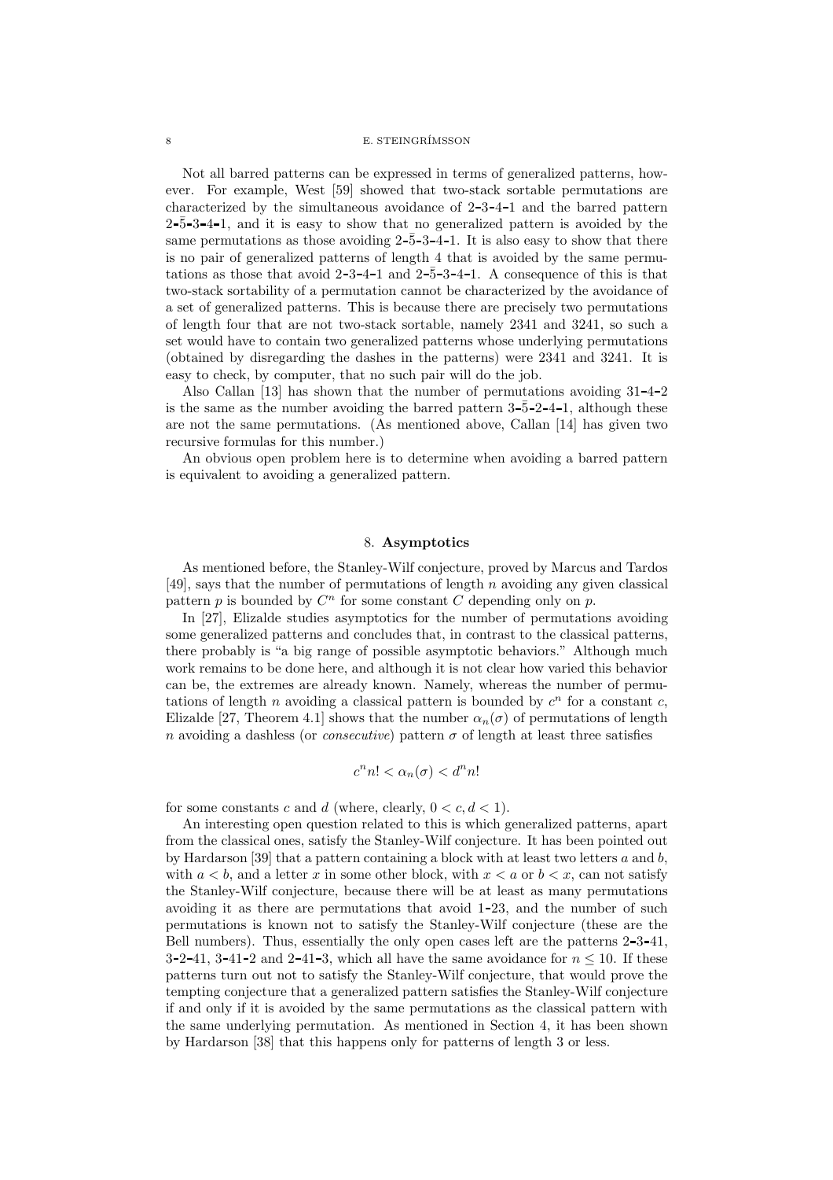Not all barred patterns can be expressed in terms of generalized patterns, however. For example, West [59] showed that two-stack sortable permutations are characterized by the simultaneous avoidance of 2-3-4-1 and the barred pattern 2-$\bar{5}$-3-4-1, and it is easy to show that no generalized pattern is avoided by the same permutations as those avoiding 2-$\bar{5}$-3-4-1. It is also easy to show that there is no pair of generalized patterns of length 4 that is avoided by the same permutations as those that avoid 2-3-4-1 and 2-$\bar{5}$-3-4-1. A consequence of this is that two-stack sortability of a permutation cannot be characterized by the avoidance of a set of generalized patterns. This is because there are precisely two permutations of length four that are not two-stack sortable, namely 2341 and 3241, so such a set would have to contain two generalized patterns whose underlying permutations (obtained by disregarding the dashes in the patterns) were 2341 and 3241. It is easy to check, by computer, that no such pair will do the job.

Also Callan [13] has shown that the number of permutations avoiding 31-4-2 is the same as the number avoiding the barred pattern 3-$\bar{5}$-2-4-1, although these are not the same permutations. (As mentioned above, Callan [14] has given two recursive formulas for this number.)

An obvious open problem here is to determine when avoiding a barred pattern is equivalent to avoiding a generalized pattern.

## 8. Asymptotics

As mentioned before, the Stanley-Wilf conjecture, proved by Marcus and Tardos [49], says that the number of permutations of length $n$ avoiding any given classical pattern $p$ is bounded by $C^n$ for some constant $C$ depending only on $p$.

In [27], Elizalde studies asymptotics for the number of permutations avoiding some generalized patterns and concludes that, in contrast to the classical patterns, there probably is "a big range of possible asymptotic behaviors." Although much work remains to be done here, and although it is not clear how varied this behavior can be, the extremes are already known. Namely, whereas the number of permutations of length $n$ avoiding a classical pattern is bounded by $c^n$ for a constant $c$, Elizalde [27, Theorem 4.1] shows that the number $\alpha_n(\sigma)$ of permutations of length $n$ avoiding a dashless (or *consecutive*) pattern $\sigma$ of length at least three satisfies

$$c^n n! < \alpha_n(\sigma) < d^n n!$$

for some constants $c$ and $d$ (where, clearly, $0 < c, d < 1$).

An interesting open question related to this is which generalized patterns, apart from the classical ones, satisfy the Stanley-Wilf conjecture. It has been pointed out by Hardarson [39] that a pattern containing a block with at least two letters $a$ and $b$, with $a < b$, and a letter $x$ in some other block, with $x < a$ or $b < x$, can not satisfy the Stanley-Wilf conjecture, because there will be at least as many permutations avoiding it as there are permutations that avoid 1-23, and the number of such permutations is known not to satisfy the Stanley-Wilf conjecture (these are the Bell numbers). Thus, essentially the only open cases left are the patterns 2-3-41, 3-2-41, 3-41-2 and 2-41-3, which all have the same avoidance for $n \leq 10$. If these patterns turn out not to satisfy the Stanley-Wilf conjecture, that would prove the tempting conjecture that a generalized pattern satisfies the Stanley-Wilf conjecture if and only if it is avoided by the same permutations as the classical pattern with the same underlying permutation. As mentioned in Section 4, it has been shown by Hardarson [38] that this happens only for patterns of length 3 or less.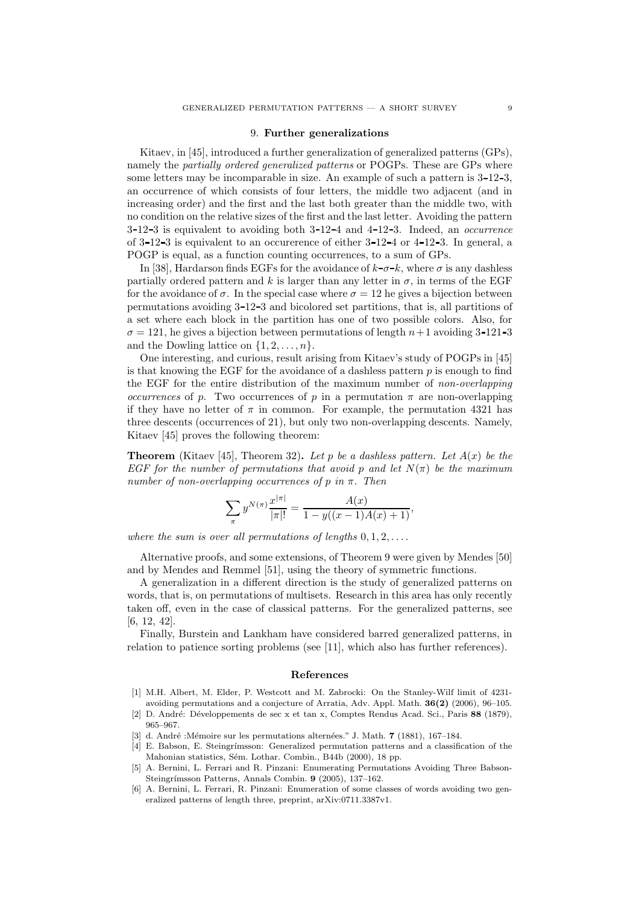## 9. Further generalizations

Kitaev, in [45], introduced a further generalization of generalized patterns (GPs), namely the *partially ordered generalized patterns* or POGPs. These are GPs where some letters may be incomparable in size. An example of such a pattern is 3-12-3, an occurrence of which consists of four letters, the middle two adjacent (and in increasing order) and the first and the last both greater than the middle two, with no condition on the relative sizes of the first and the last letter. Avoiding the pattern 3-12-3 is equivalent to avoiding both 3-12-4 and 4-12-3. Indeed, an *occurrence* of 3-12-3 is equivalent to an occurerence of either 3-12-4 or 4-12-3. In general, a POGP is equal, as a function counting occurrences, to a sum of GPs.

In [38], Hardarson finds EGFs for the avoidance of $k$-$\sigma$-$k$, where $\sigma$ is any dashless partially ordered pattern and $k$ is larger than any letter in $\sigma$, in terms of the EGF for the avoidance of $\sigma$. In the special case where $\sigma = 12$ he gives a bijection between permutations avoiding 3-12-3 and bicolored set partitions, that is, all partitions of a set where each block in the partition has one of two possible colors. Also, for $\sigma = 121$, he gives a bijection between permutations of length $n+1$ avoiding 3-121-3 and the Dowling lattice on $\{1, 2, \ldots, n\}$.

One interesting, and curious, result arising from Kitaev's study of POGPs in [45] is that knowing the EGF for the avoidance of a dashless pattern $p$ is enough to find the EGF for the entire distribution of the maximum number of *non-overlapping occurrences* of $p$. Two occurrences of $p$ in a permutation $\pi$ are non-overlapping if they have no letter of $\pi$ in common. For example, the permutation 4321 has three descents (occurrences of 21), but only two non-overlapping descents. Namely, Kitaev [45] proves the following theorem:

**Theorem** (Kitaev [45], Theorem 32)**.** *Let $p$ be a dashless pattern. Let $A(x)$ be the EGF for the number of permutations that avoid $p$ and let $N(\pi)$ be the maximum number of non-overlapping occurrences of $p$ in $\pi$. Then*

$$\sum_{\pi} y^{N(\pi)} \frac{x^{|\pi|}}{|\pi|!} = \frac{A(x)}{1 - y((x-1)A(x) + 1)},$$

*where the sum is over all permutations of lengths $0, 1, 2, \ldots$.*

Alternative proofs, and some extensions, of Theorem 9 were given by Mendes [50] and by Mendes and Remmel [51], using the theory of symmetric functions.

A generalization in a different direction is the study of generalized patterns on words, that is, on permutations of multisets. Research in this area has only recently taken off, even in the case of classical patterns. For the generalized patterns, see [6, 12, 42].

Finally, Burstein and Lankham have considered barred generalized patterns, in relation to patience sorting problems (see [11], which also has further references).

## References

[1] M.H. Albert, M. Elder, P. Westcott and M. Zabrocki: On the Stanley-Wilf limit of 4231-avoiding permutations and a conjecture of Arratia, Adv. Appl. Math. **36(2)** (2006), 96–105.

[2] D. André: Développements de sec x et tan x, Comptes Rendus Acad. Sci., Paris **88** (1879), 965–967.

[3] d. André :Mémoire sur les permutations alternées." J. Math. **7** (1881), 167–184.

[4] E. Babson, E. Steingrímsson: Generalized permutation patterns and a classification of the Mahonian statistics, Sém. Lothar. Combin., B44b (2000), 18 pp.

[5] A. Bernini, L. Ferrari and R. Pinzani: Enumerating Permutations Avoiding Three Babson-Steingrímsson Patterns, Annals Combin. **9** (2005), 137–162.

[6] A. Bernini, L. Ferrari, R. Pinzani: Enumeration of some classes of words avoiding two generalized patterns of length three, preprint, arXiv:0711.3387v1.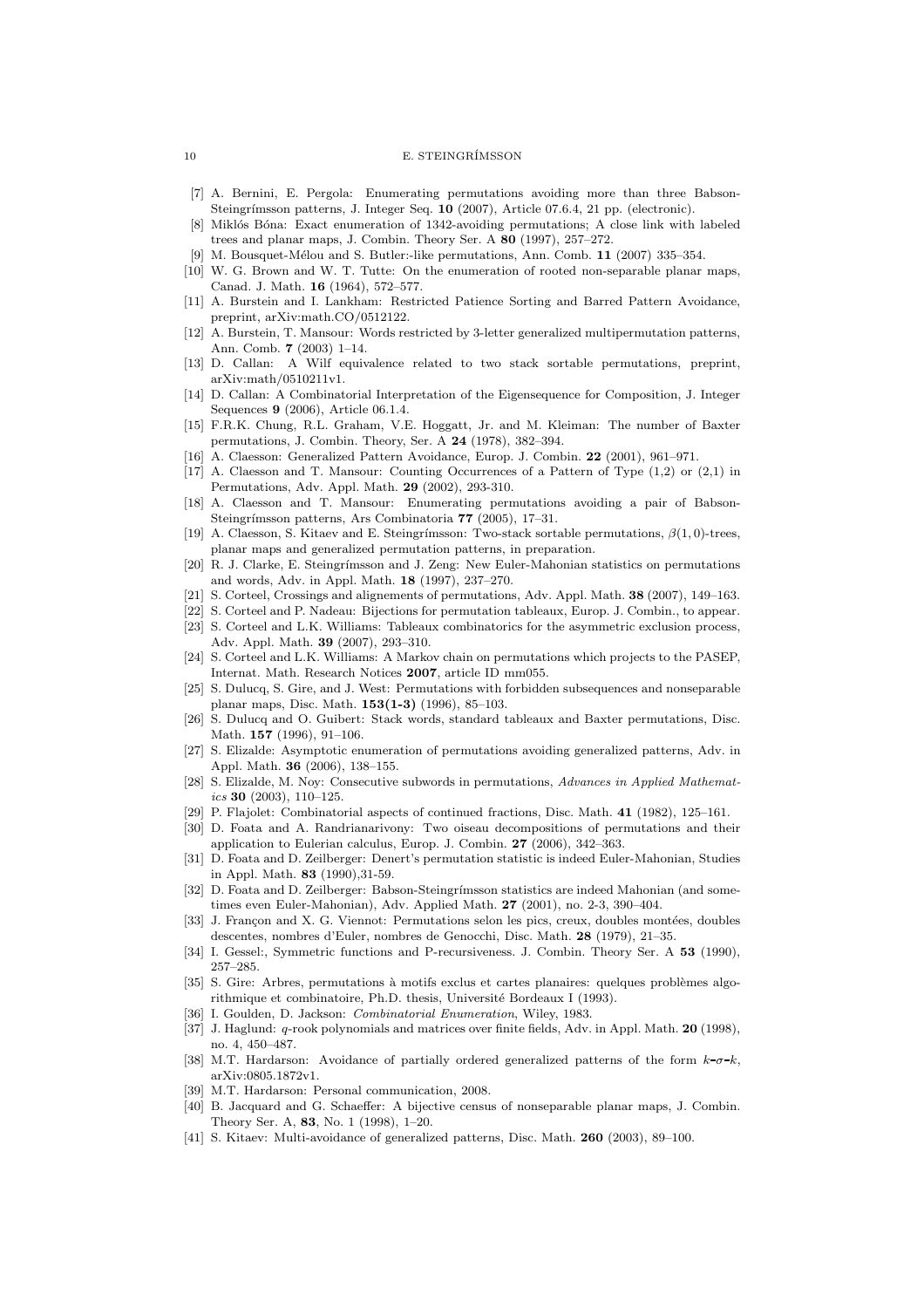[7] A. Bernini, E. Pergola: Enumerating permutations avoiding more than three Babson-Steingrímsson patterns, J. Integer Seq. **10** (2007), Article 07.6.4, 21 pp. (electronic).

[8] Miklós Bóna: Exact enumeration of 1342-avoiding permutations; A close link with labeled trees and planar maps, J. Combin. Theory Ser. A **80** (1997), 257–272.

[9] M. Bousquet-Mélou and S. Butler:-like permutations, Ann. Comb. **11** (2007) 335–354.

[10] W. G. Brown and W. T. Tutte: On the enumeration of rooted non-separable planar maps, Canad. J. Math. **16** (1964), 572–577.

[11] A. Burstein and I. Lankham: Restricted Patience Sorting and Barred Pattern Avoidance, preprint, arXiv:math.CO/0512122.

[12] A. Burstein, T. Mansour: Words restricted by 3-letter generalized multipermutation patterns, Ann. Comb. **7** (2003) 1–14.

[13] D. Callan: A Wilf equivalence related to two stack sortable permutations, preprint, arXiv:math/0510211v1.

[14] D. Callan: A Combinatorial Interpretation of the Eigensequence for Composition, J. Integer Sequences **9** (2006), Article 06.1.4.

[15] F.R.K. Chung, R.L. Graham, V.E. Hoggatt, Jr. and M. Kleiman: The number of Baxter permutations, J. Combin. Theory, Ser. A **24** (1978), 382–394.

[16] A. Claesson: Generalized Pattern Avoidance, Europ. J. Combin. **22** (2001), 961–971.

[17] A. Claesson and T. Mansour: Counting Occurrences of a Pattern of Type (1,2) or (2,1) in Permutations, Adv. Appl. Math. **29** (2002), 293-310.

[18] A. Claesson and T. Mansour: Enumerating permutations avoiding a pair of Babson-Steingrímsson patterns, Ars Combinatoria **77** (2005), 17–31.

[19] A. Claesson, S. Kitaev and E. Steingrímsson: Two-stack sortable permutations, $\beta(1,0)$-trees, planar maps and generalized permutation patterns, in preparation.

[20] R. J. Clarke, E. Steingrímsson and J. Zeng: New Euler-Mahonian statistics on permutations and words, Adv. in Appl. Math. **18** (1997), 237–270.

[21] S. Corteel, Crossings and alignements of permutations, Adv. Appl. Math. **38** (2007), 149–163.

[22] S. Corteel and P. Nadeau: Bijections for permutation tableaux, Europ. J. Combin., to appear.

[23] S. Corteel and L.K. Williams: Tableaux combinatorics for the asymmetric exclusion process, Adv. Appl. Math. **39** (2007), 293–310.

[24] S. Corteel and L.K. Williams: A Markov chain on permutations which projects to the PASEP, Internat. Math. Research Notices **2007**, article ID mm055.

[25] S. Dulucq, S. Gire, and J. West: Permutations with forbidden subsequences and nonseparable planar maps, Disc. Math. **153(1-3)** (1996), 85–103.

[26] S. Dulucq and O. Guibert: Stack words, standard tableaux and Baxter permutations, Disc. Math. **157** (1996), 91–106.

[27] S. Elizalde: Asymptotic enumeration of permutations avoiding generalized patterns, Adv. in Appl. Math. **36** (2006), 138–155.

[28] S. Elizalde, M. Noy: Consecutive subwords in permutations, *Advances in Applied Mathematics* **30** (2003), 110–125.

[29] P. Flajolet: Combinatorial aspects of continued fractions, Disc. Math. **41** (1982), 125–161.

[30] D. Foata and A. Randrianarivony: Two oiseau decompositions of permutations and their application to Eulerian calculus, Europ. J. Combin. **27** (2006), 342–363.

[31] D. Foata and D. Zeilberger: Denert's permutation statistic is indeed Euler-Mahonian, Studies in Appl. Math. **83** (1990),31-59.

[32] D. Foata and D. Zeilberger: Babson-Steingrímsson statistics are indeed Mahonian (and sometimes even Euler-Mahonian), Adv. Applied Math. **27** (2001), no. 2-3, 390–404.

[33] J. Françon and X. G. Viennot: Permutations selon les pics, creux, doubles montées, doubles descentes, nombres d'Euler, nombres de Genocchi, Disc. Math. **28** (1979), 21–35.

[34] I. Gessel:, Symmetric functions and P-recursiveness. J. Combin. Theory Ser. A **53** (1990), 257–285.

[35] S. Gire: Arbres, permutations à motifs exclus et cartes planaires: quelques problèmes algorithmique et combinatoire, Ph.D. thesis, Université Bordeaux I (1993).

[36] I. Goulden, D. Jackson: *Combinatorial Enumeration*, Wiley, 1983.

[37] J. Haglund: $q$-rook polynomials and matrices over finite fields, Adv. in Appl. Math. **20** (1998), no. 4, 450–487.

[38] M.T. Hardarson: Avoidance of partially ordered generalized patterns of the form $k$-$\sigma$-$k$, arXiv:0805.1872v1.

[39] M.T. Hardarson: Personal communication, 2008.

[40] B. Jacquard and G. Schaeffer: A bijective census of nonseparable planar maps, J. Combin. Theory Ser. A, **83**, No. 1 (1998), 1–20.

[41] S. Kitaev: Multi-avoidance of generalized patterns, Disc. Math. **260** (2003), 89–100.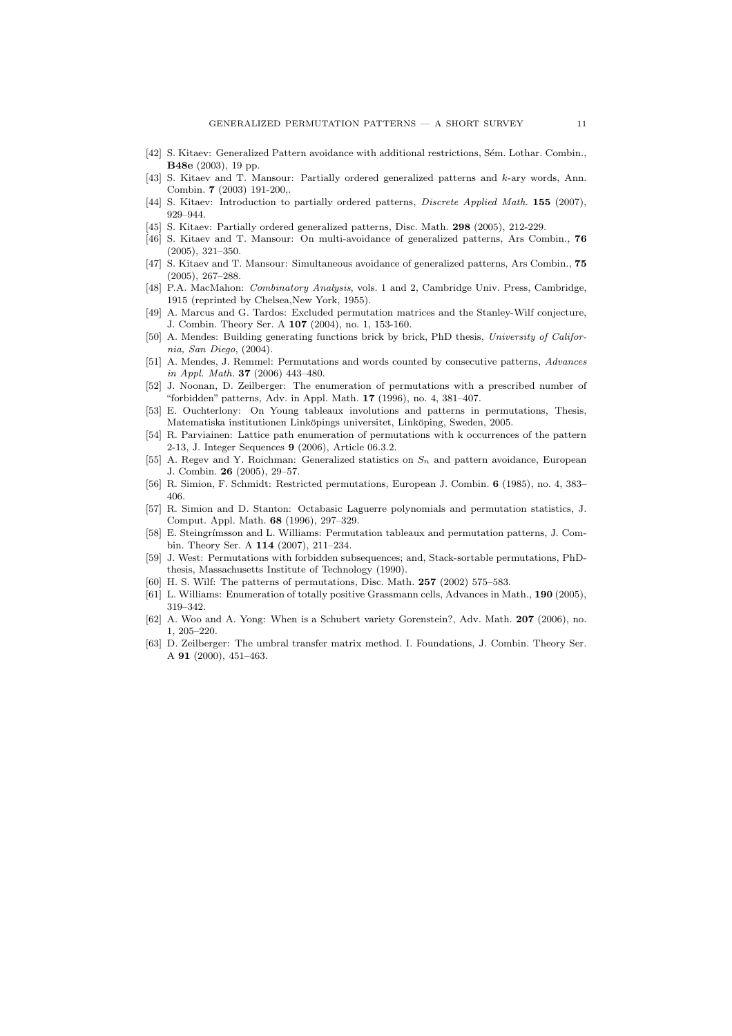[42] S. Kitaev: Generalized Pattern avoidance with additional restrictions, Sém. Lothar. Combin., **B48e** (2003), 19 pp.

[43] S. Kitaev and T. Mansour: Partially ordered generalized patterns and $k$-ary words, Ann. Combin. **7** (2003) 191-200,.

[44] S. Kitaev: Introduction to partially ordered patterns, *Discrete Applied Math.* **155** (2007), 929–944.

[45] S. Kitaev: Partially ordered generalized patterns, Disc. Math. **298** (2005), 212-229.

[46] S. Kitaev and T. Mansour: On multi-avoidance of generalized patterns, Ars Combin., **76** (2005), 321–350.

[47] S. Kitaev and T. Mansour: Simultaneous avoidance of generalized patterns, Ars Combin., **75** (2005), 267–288.

[48] P.A. MacMahon: *Combinatory Analysis*, vols. 1 and 2, Cambridge Univ. Press, Cambridge, 1915 (reprinted by Chelsea,New York, 1955).

[49] A. Marcus and G. Tardos: Excluded permutation matrices and the Stanley-Wilf conjecture, J. Combin. Theory Ser. A **107** (2004), no. 1, 153-160.

[50] A. Mendes: Building generating functions brick by brick, PhD thesis, *University of California, San Diego*, (2004).

[51] A. Mendes, J. Remmel: Permutations and words counted by consecutive patterns, *Advances in Appl. Math.* **37** (2006) 443–480.

[52] J. Noonan, D. Zeilberger: The enumeration of permutations with a prescribed number of "forbidden" patterns, Adv. in Appl. Math. **17** (1996), no. 4, 381–407.

[53] E. Ouchterlony: On Young tableaux involutions and patterns in permutations, Thesis, Matematiska institutionen Linköpings universitet, Linköping, Sweden, 2005.

[54] R. Parviainen: Lattice path enumeration of permutations with k occurrences of the pattern 2-13, J. Integer Sequences **9** (2006), Article 06.3.2.

[55] A. Regev and Y. Roichman: Generalized statistics on $S_n$ and pattern avoidance, European J. Combin. **26** (2005), 29–57.

[56] R. Simion, F. Schmidt: Restricted permutations, European J. Combin. **6** (1985), no. 4, 383–406.

[57] R. Simion and D. Stanton: Octabasic Laguerre polynomials and permutation statistics, J. Comput. Appl. Math. **68** (1996), 297–329.

[58] E. Steingrímsson and L. Williams: Permutation tableaux and permutation patterns, J. Combin. Theory Ser. A **114** (2007), 211–234.

[59] J. West: Permutations with forbidden subsequences; and, Stack-sortable permutations, PhD-thesis, Massachusetts Institute of Technology (1990).

[60] H. S. Wilf: The patterns of permutations, Disc. Math. **257** (2002) 575–583.

[61] L. Williams: Enumeration of totally positive Grassmann cells, Advances in Math., **190** (2005), 319–342.

[62] A. Woo and A. Yong: When is a Schubert variety Gorenstein?, Adv. Math. **207** (2006), no. 1, 205–220.

[63] D. Zeilberger: The umbral transfer matrix method. I. Foundations, J. Combin. Theory Ser. A **91** (2000), 451–463.